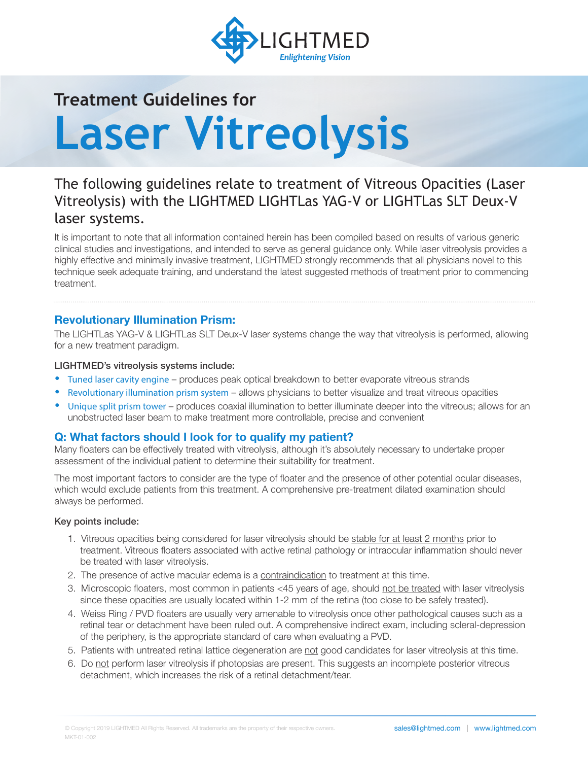LIGHTMED
*Enlightening Vision*

### Treatment Guidelines for

# Laser Vitreolysis

## The following guidelines relate to treatment of Vitreous Opacities (Laser Vitreolysis) with the LIGHTMED LIGHTLas YAG-V or LIGHTLas SLT Deux-V laser systems.

It is important to note that all information contained herein has been compiled based on results of various generic clinical studies and investigations, and intended to serve as general guidance only. While laser vitreolysis provides a highly effective and minimally invasive treatment, LIGHTMED strongly recommends that all physicians novel to this technique seek adequate training, and understand the latest suggested methods of treatment prior to commencing treatment.

---

### Revolutionary Illumination Prism:

The LIGHTLas YAG-V & LIGHTLas SLT Deux-V laser systems change the way that vitreolysis is performed, allowing for a new treatment paradigm.

**LIGHTMED's vitreolysis systems include:**

- Tuned laser cavity engine – produces peak optical breakdown to better evaporate vitreous strands
- Revolutionary illumination prism system – allows physicians to better visualize and treat vitreous opacities
- Unique split prism tower – produces coaxial illumination to better illuminate deeper into the vitreous; allows for an unobstructed laser beam to make treatment more controllable, precise and convenient

### Q: What factors should I look for to qualify my patient?

Many floaters can be effectively treated with vitreolysis, although it's absolutely necessary to undertake proper assessment of the individual patient to determine their suitability for treatment.

The most important factors to consider are the type of floater and the presence of other potential ocular diseases, which would exclude patients from this treatment. A comprehensive pre-treatment dilated examination should always be performed.

**Key points include:**

1. Vitreous opacities being considered for laser vitreolysis should be <u>stable for at least 2 months</u> prior to treatment. Vitreous floaters associated with active retinal pathology or intraocular inflammation should never be treated with laser vitreolysis.
2. The presence of active macular edema is a <u>contraindication</u> to treatment at this time.
3. Microscopic floaters, most common in patients <45 years of age, should <u>not be treated</u> with laser vitreolysis since these opacities are usually located within 1-2 mm of the retina (too close to be safely treated).
4. Weiss Ring / PVD floaters are usually very amenable to vitreolysis once other pathological causes such as a retinal tear or detachment have been ruled out. A comprehensive indirect exam, including scleral-depression of the periphery, is the appropriate standard of care when evaluating a PVD.
5. Patients with untreated retinal lattice degeneration are <u>not</u> good candidates for laser vitreolysis at this time.
6. Do <u>not</u> perform laser vitreolysis if photopsias are present. This suggests an incomplete posterior vitreous detachment, which increases the risk of a retinal detachment/tear.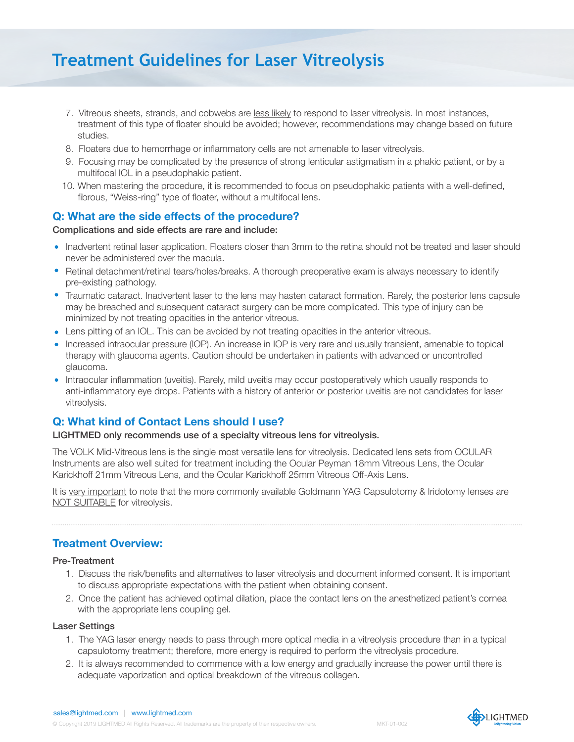# Treatment Guidelines for Laser Vitreolysis

7. Vitreous sheets, strands, and cobwebs are less likely to respond to laser vitreolysis. In most instances, treatment of this type of floater should be avoided; however, recommendations may change based on future studies.
8. Floaters due to hemorrhage or inflammatory cells are not amenable to laser vitreolysis.
9. Focusing may be complicated by the presence of strong lenticular astigmatism in a phakic patient, or by a multifocal IOL in a pseudophakic patient.
10. When mastering the procedure, it is recommended to focus on pseudophakic patients with a well-defined, fibrous, "Weiss-ring" type of floater, without a multifocal lens.

## Q: What are the side effects of the procedure?

**Complications and side effects are rare and include:**

- Inadvertent retinal laser application. Floaters closer than 3mm to the retina should not be treated and laser should never be administered over the macula.
- Retinal detachment/retinal tears/holes/breaks. A thorough preoperative exam is always necessary to identify pre-existing pathology.
- Traumatic cataract. Inadvertent laser to the lens may hasten cataract formation. Rarely, the posterior lens capsule may be breached and subsequent cataract surgery can be more complicated. This type of injury can be minimized by not treating opacities in the anterior vitreous.
- Lens pitting of an IOL. This can be avoided by not treating opacities in the anterior vitreous.
- Increased intraocular pressure (IOP). An increase in IOP is very rare and usually transient, amenable to topical therapy with glaucoma agents. Caution should be undertaken in patients with advanced or uncontrolled glaucoma.
- Intraocular inflammation (uveitis). Rarely, mild uveitis may occur postoperatively which usually responds to anti-inflammatory eye drops. Patients with a history of anterior or posterior uveitis are not candidates for laser vitreolysis.

## Q: What kind of Contact Lens should I use?

**LIGHTMED only recommends use of a specialty vitreous lens for vitreolysis.**

The VOLK Mid-Vitreous lens is the single most versatile lens for vitreolysis. Dedicated lens sets from OCULAR Instruments are also well suited for treatment including the Ocular Peyman 18mm Vitreous Lens, the Ocular Karickhoff 21mm Vitreous Lens, and the Ocular Karickhoff 25mm Vitreous Off-Axis Lens.

It is very important to note that the more commonly available Goldmann YAG Capsulotomy & Iridotomy lenses are NOT SUITABLE for vitreolysis.

---

## Treatment Overview:

### Pre-Treatment

1. Discuss the risk/benefits and alternatives to laser vitreolysis and document informed consent. It is important to discuss appropriate expectations with the patient when obtaining consent.
2. Once the patient has achieved optimal dilation, place the contact lens on the anesthetized patient's cornea with the appropriate lens coupling gel.

### Laser Settings

1. The YAG laser energy needs to pass through more optical media in a vitreolysis procedure than in a typical capsulotomy treatment; therefore, more energy is required to perform the vitreolysis procedure.
2. It is always recommended to commence with a low energy and gradually increase the power until there is adequate vaporization and optical breakdown of the vitreous collagen.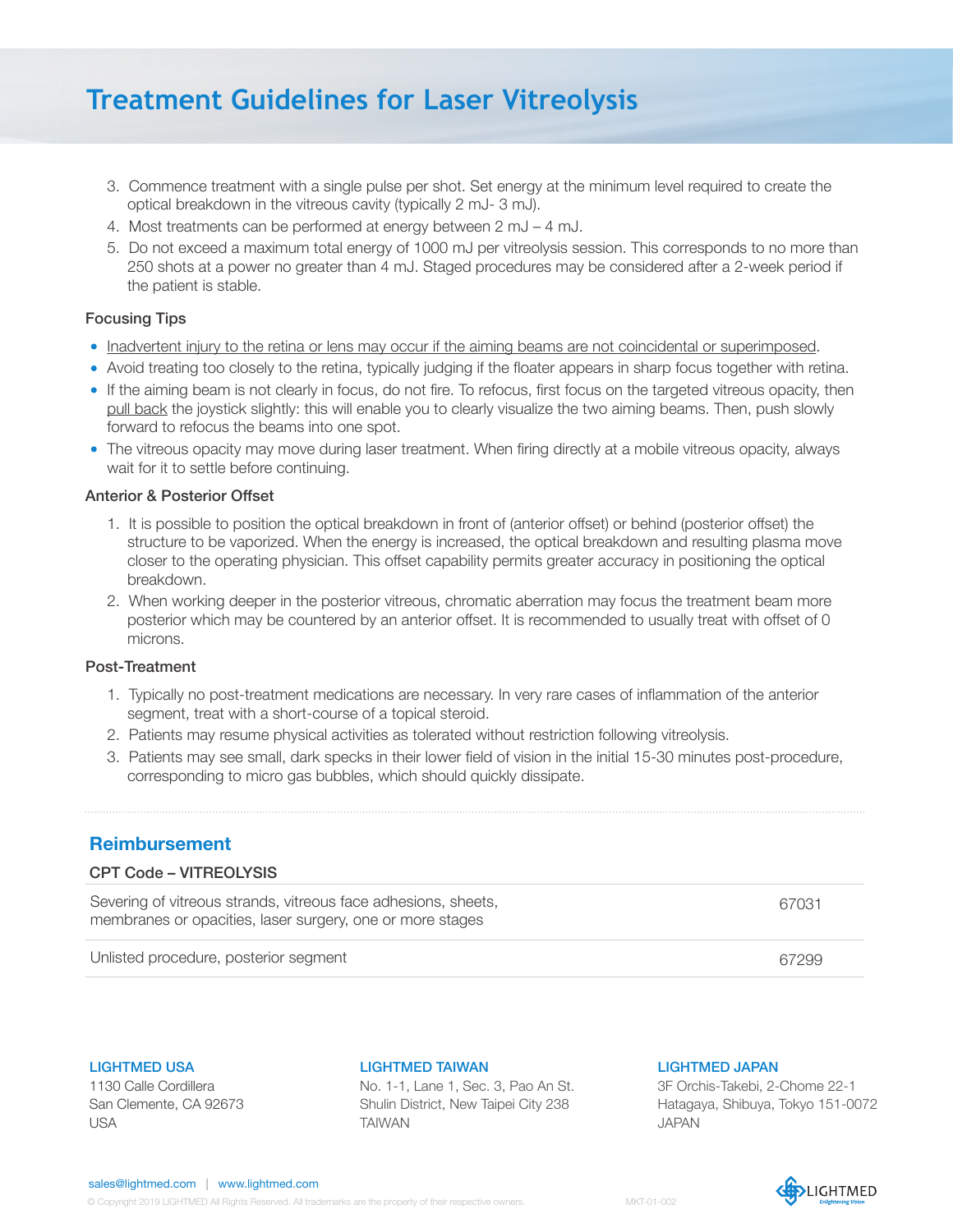# Treatment Guidelines for Laser Vitreolysis

3. Commence treatment with a single pulse per shot. Set energy at the minimum level required to create the optical breakdown in the vitreous cavity (typically 2 mJ- 3 mJ).
4. Most treatments can be performed at energy between 2 mJ – 4 mJ.
5. Do not exceed a maximum total energy of 1000 mJ per vitreolysis session. This corresponds to no more than 250 shots at a power no greater than 4 mJ. Staged procedures may be considered after a 2-week period if the patient is stable.

### Focusing Tips

- Inadvertent injury to the retina or lens may occur if the aiming beams are not coincidental or superimposed.
- Avoid treating too closely to the retina, typically judging if the floater appears in sharp focus together with retina.
- If the aiming beam is not clearly in focus, do not fire. To refocus, first focus on the targeted vitreous opacity, then pull back the joystick slightly: this will enable you to clearly visualize the two aiming beams. Then, push slowly forward to refocus the beams into one spot.
- The vitreous opacity may move during laser treatment. When firing directly at a mobile vitreous opacity, always wait for it to settle before continuing.

### Anterior & Posterior Offset

1. It is possible to position the optical breakdown in front of (anterior offset) or behind (posterior offset) the structure to be vaporized. When the energy is increased, the optical breakdown and resulting plasma move closer to the operating physician. This offset capability permits greater accuracy in positioning the optical breakdown.
2. When working deeper in the posterior vitreous, chromatic aberration may focus the treatment beam more posterior which may be countered by an anterior offset. It is recommended to usually treat with offset of 0 microns.

### Post-Treatment

1. Typically no post-treatment medications are necessary. In very rare cases of inflammation of the anterior segment, treat with a short-course of a topical steroid.
2. Patients may resume physical activities as tolerated without restriction following vitreolysis.
3. Patients may see small, dark specks in their lower field of vision in the initial 15-30 minutes post-procedure, corresponding to micro gas bubbles, which should quickly dissipate.

## Reimbursement

### CPT Code – VITREOLYSIS

| | |
|---|---|
| Severing of vitreous strands, vitreous face adhesions, sheets, membranes or opacities, laser surgery, one or more stages | 67031 |
| Unlisted procedure, posterior segment | 67299 |

**LIGHTMED USA**
1130 Calle Cordillera
San Clemente, CA 92673
USA

**LIGHTMED TAIWAN**
No. 1-1, Lane 1, Sec. 3, Pao An St.
Shulin District, New Taipei City 238
TAIWAN

**LIGHTMED JAPAN**
3F Orchis-Takebi, 2-Chome 22-1
Hatagaya, Shibuya, Tokyo 151-0072
JAPAN

sales@lightmed.com | www.lightmed.com

© Copyright 2019 LIGHTMED All Rights Reserved. All trademarks are the property of their respective owners.

MKT-01-002